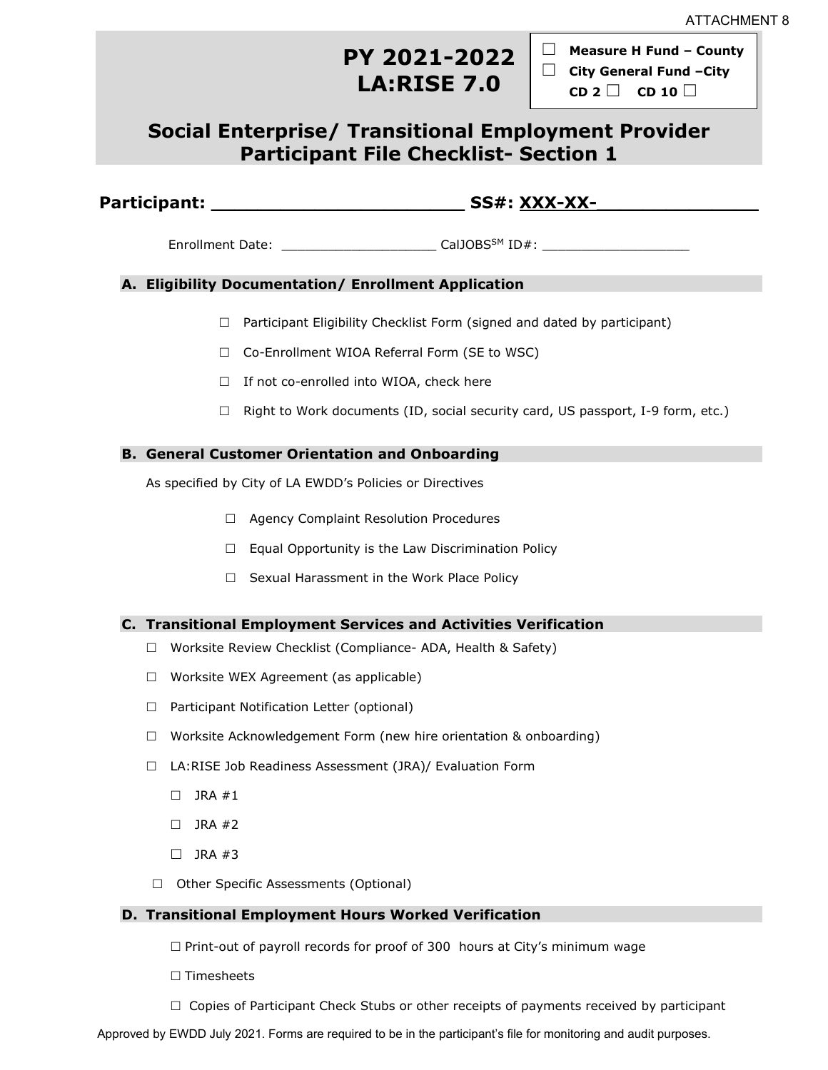ATTACHMENT 8

# PY 2021-2022
# LA:RISE 7.0

☐ **Measure H Fund – County**
☐ **City General Fund –City**
**CD 2** ☐ **CD 10** ☐

## Social Enterprise/ Transitional Employment Provider Participant File Checklist- Section 1

**Participant: ______________________ SS#: XXX-XX-______________**

Enrollment Date: ___________________ CalJOBS$^{SM}$ ID#: __________________

### A. Eligibility Documentation/ Enrollment Application

- ☐ Participant Eligibility Checklist Form (signed and dated by participant)
- ☐ Co-Enrollment WIOA Referral Form (SE to WSC)
- ☐ If not co-enrolled into WIOA, check here
- ☐ Right to Work documents (ID, social security card, US passport, I-9 form, etc.)

### B. General Customer Orientation and Onboarding

As specified by City of LA EWDD's Policies or Directives

- ☐ Agency Complaint Resolution Procedures
- ☐ Equal Opportunity is the Law Discrimination Policy
- ☐ Sexual Harassment in the Work Place Policy

### C. Transitional Employment Services and Activities Verification

- ☐ Worksite Review Checklist (Compliance- ADA, Health & Safety)
- ☐ Worksite WEX Agreement (as applicable)
- ☐ Participant Notification Letter (optional)
- ☐ Worksite Acknowledgement Form (new hire orientation & onboarding)
- ☐ LA:RISE Job Readiness Assessment (JRA)/ Evaluation Form
  - ☐ JRA #1
  - ☐ JRA #2
  - ☐ JRA #3
- ☐ Other Specific Assessments (Optional)

### D. Transitional Employment Hours Worked Verification

- ☐ Print-out of payroll records for proof of 300 hours at City's minimum wage
- ☐ Timesheets
- ☐ Copies of Participant Check Stubs or other receipts of payments received by participant

Approved by EWDD July 2021. Forms are required to be in the participant's file for monitoring and audit purposes.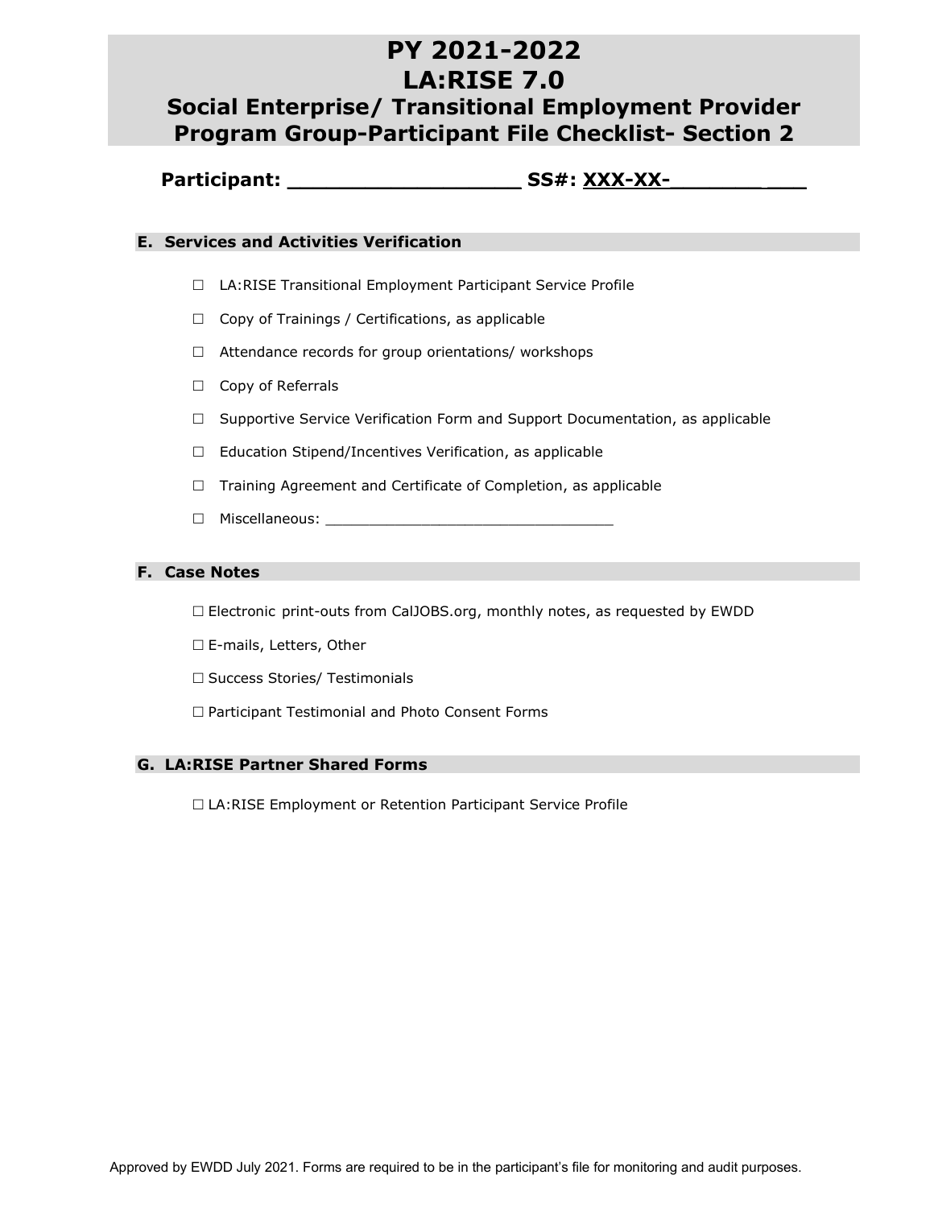# PY 2021-2022
# LA:RISE 7.0
## Social Enterprise/ Transitional Employment Provider Program Group-Participant File Checklist- Section 2

**Participant: ____________________ SS#: XXX-XX-________ ___**

### E. Services and Activities Verification

- ☐ LA:RISE Transitional Employment Participant Service Profile
- ☐ Copy of Trainings / Certifications, as applicable
- ☐ Attendance records for group orientations/ workshops
- ☐ Copy of Referrals
- ☐ Supportive Service Verification Form and Support Documentation, as applicable
- ☐ Education Stipend/Incentives Verification, as applicable
- ☐ Training Agreement and Certificate of Completion, as applicable
- ☐ Miscellaneous: ___________________________________

### F. Case Notes

- ☐ Electronic print-outs from CalJOBS.org, monthly notes, as requested by EWDD
- ☐ E-mails, Letters, Other
- ☐ Success Stories/ Testimonials
- ☐ Participant Testimonial and Photo Consent Forms

### G. LA:RISE Partner Shared Forms

- ☐ LA:RISE Employment or Retention Participant Service Profile

Approved by EWDD July 2021. Forms are required to be in the participant's file for monitoring and audit purposes.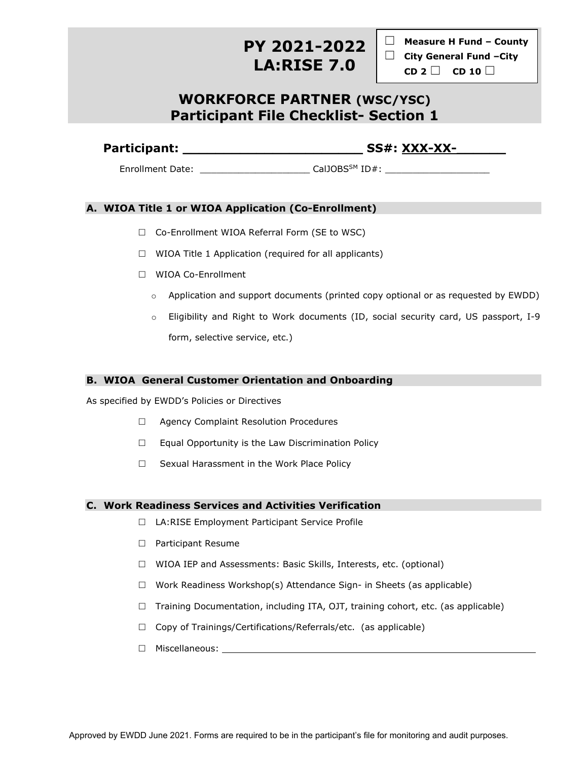# PY 2021-2022
# LA:RISE 7.0

☐ **Measure H Fund – County**
☐ **City General Fund –City**
**CD 2** ☐ **CD 10** ☐

## WORKFORCE PARTNER (WSC/YSC)
## Participant File Checklist- Section 1

**Participant: ______________________ SS#: XXX-XX-______**

Enrollment Date: ___________________ CalJOBS$^{SM}$ ID#: __________________

### A. WIOA Title 1 or WIOA Application (Co-Enrollment)

- ☐ Co-Enrollment WIOA Referral Form (SE to WSC)
- ☐ WIOA Title 1 Application (required for all applicants)
- ☐ WIOA Co-Enrollment
  - Application and support documents (printed copy optional or as requested by EWDD)
  - Eligibility and Right to Work documents (ID, social security card, US passport, I-9 form, selective service, etc.)

### B. WIOA General Customer Orientation and Onboarding

As specified by EWDD's Policies or Directives

- ☐ Agency Complaint Resolution Procedures
- ☐ Equal Opportunity is the Law Discrimination Policy
- ☐ Sexual Harassment in the Work Place Policy

### C. Work Readiness Services and Activities Verification

- ☐ LA:RISE Employment Participant Service Profile
- ☐ Participant Resume
- ☐ WIOA IEP and Assessments: Basic Skills, Interests, etc. (optional)
- ☐ Work Readiness Workshop(s) Attendance Sign- in Sheets (as applicable)
- ☐ Training Documentation, including ITA, OJT, training cohort, etc. (as applicable)
- ☐ Copy of Trainings/Certifications/Referrals/etc. (as applicable)
- ☐ Miscellaneous: ____________________________________________

Approved by EWDD June 2021. Forms are required to be in the participant's file for monitoring and audit purposes.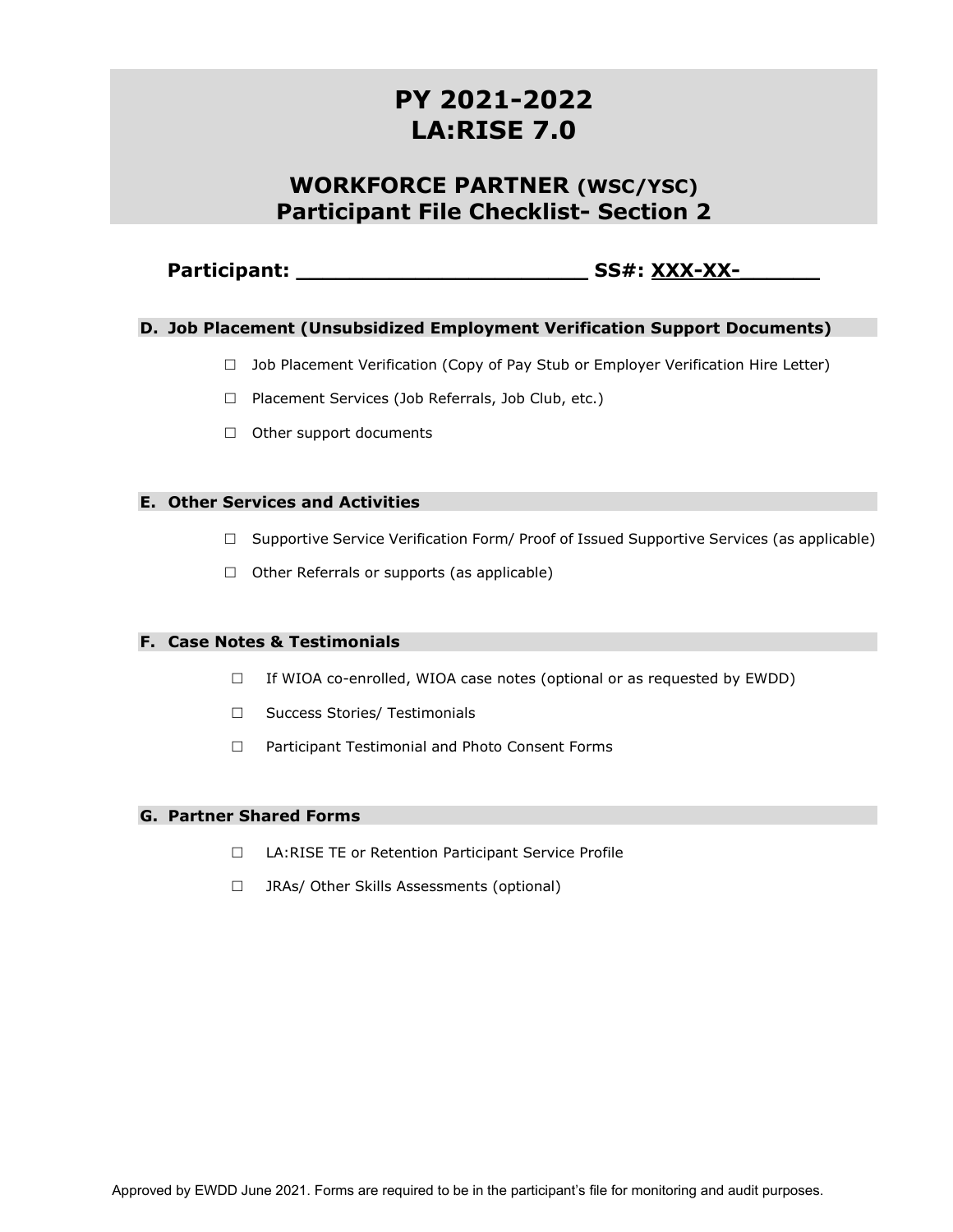# PY 2021-2022
# LA:RISE 7.0

## WORKFORCE PARTNER (WSC/YSC)
## Participant File Checklist- Section 2

**Participant: ______________________ SS#: XXX-XX-______**

### D. Job Placement (Unsubsidized Employment Verification Support Documents)

☐ Job Placement Verification (Copy of Pay Stub or Employer Verification Hire Letter)

☐ Placement Services (Job Referrals, Job Club, etc.)

☐ Other support documents

### E. Other Services and Activities

☐ Supportive Service Verification Form/ Proof of Issued Supportive Services (as applicable)

☐ Other Referrals or supports (as applicable)

### F. Case Notes & Testimonials

☐ If WIOA co-enrolled, WIOA case notes (optional or as requested by EWDD)

☐ Success Stories/ Testimonials

☐ Participant Testimonial and Photo Consent Forms

### G. Partner Shared Forms

☐ LA:RISE TE or Retention Participant Service Profile

☐ JRAs/ Other Skills Assessments (optional)

Approved by EWDD June 2021. Forms are required to be in the participant's file for monitoring and audit purposes.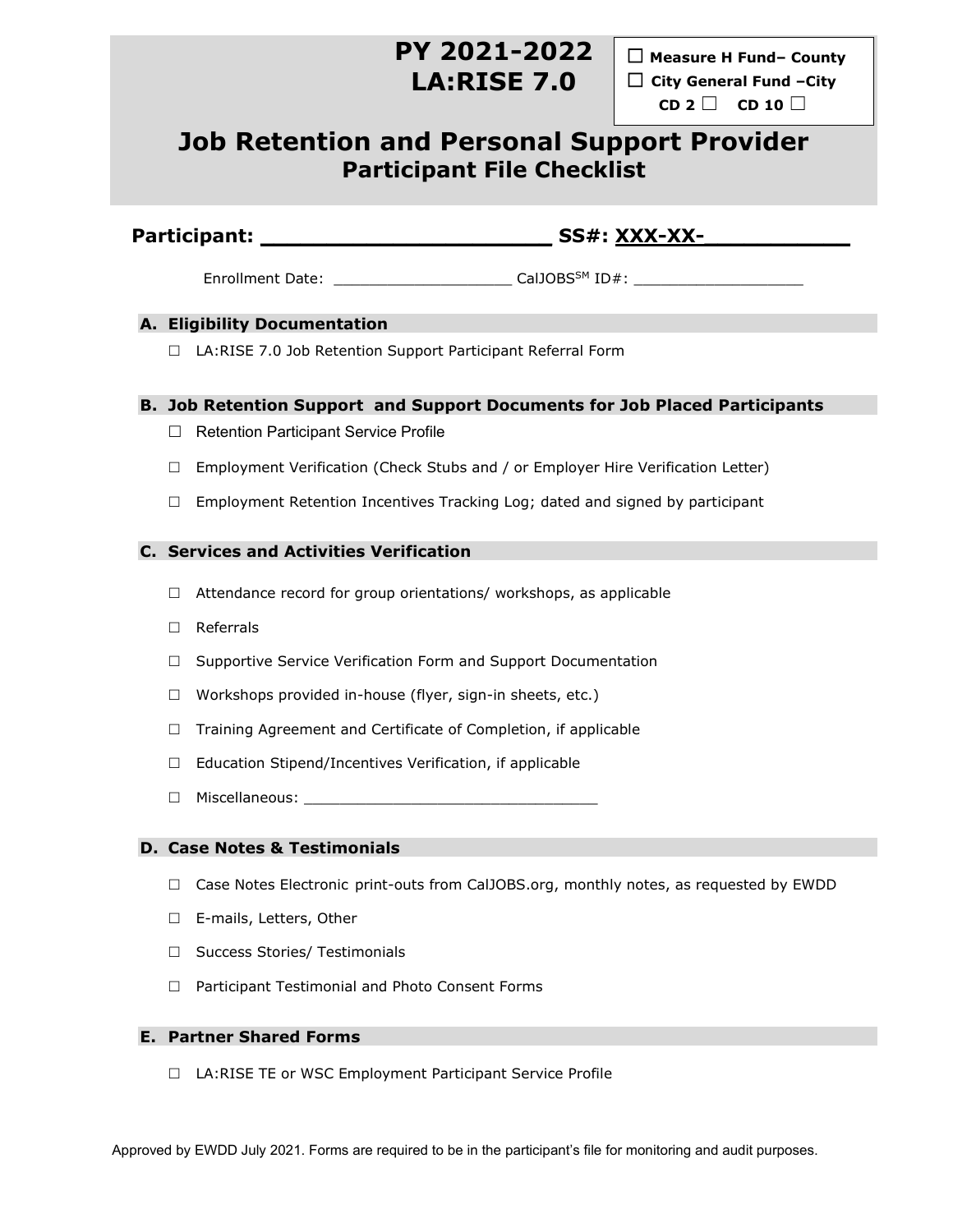# PY 2021-2022
# LA:RISE 7.0

☐ **Measure H Fund– County**
☐ **City General Fund –City**
**CD 2** ☐ **CD 10** ☐

## Job Retention and Personal Support Provider
### Participant File Checklist

**Participant: ______________________ SS#: XXX-XX-___________**

Enrollment Date: ___________________ CalJOBS℠ ID#: ___________________

### A. Eligibility Documentation

☐ LA:RISE 7.0 Job Retention Support Participant Referral Form

### B. Job Retention Support and Support Documents for Job Placed Participants

☐ Retention Participant Service Profile

☐ Employment Verification (Check Stubs and / or Employer Hire Verification Letter)

☐ Employment Retention Incentives Tracking Log; dated and signed by participant

### C. Services and Activities Verification

☐ Attendance record for group orientations/ workshops, as applicable

☐ Referrals

☐ Supportive Service Verification Form and Support Documentation

☐ Workshops provided in-house (flyer, sign-in sheets, etc.)

☐ Training Agreement and Certificate of Completion, if applicable

☐ Education Stipend/Incentives Verification, if applicable

☐ Miscellaneous: _________________________________

### D. Case Notes & Testimonials

☐ Case Notes Electronic print-outs from CalJOBS.org, monthly notes, as requested by EWDD

☐ E-mails, Letters, Other

☐ Success Stories/ Testimonials

☐ Participant Testimonial and Photo Consent Forms

### E. Partner Shared Forms

☐ LA:RISE TE or WSC Employment Participant Service Profile

Approved by EWDD July 2021. Forms are required to be in the participant's file for monitoring and audit purposes.